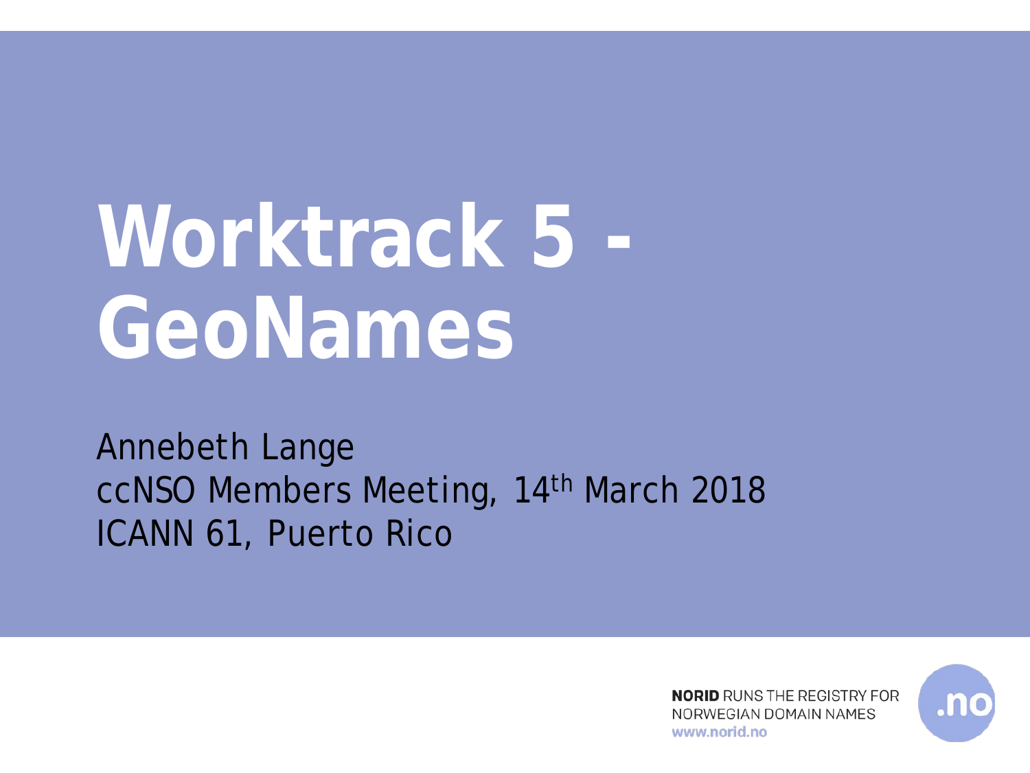# Worktrack 5 - GeoNames

Annebeth Lange
ccNSO Members Meeting, 14th March 2018
ICANN 61, Puerto Rico

**NORID** RUNS THE REGISTRY FOR NORWEGIAN DOMAIN NAMES
www.norid.no

.no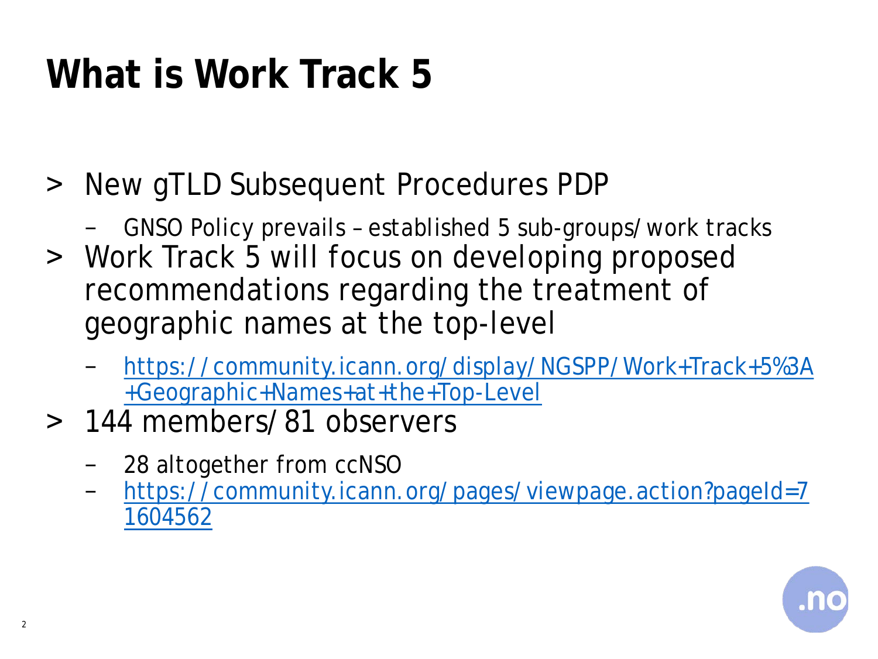# What is Work Track 5

- New gTLD Subsequent Procedures PDP
  - GNSO Policy prevails – established 5 sub-groups/work tracks
- Work Track 5 will focus on developing proposed recommendations regarding the treatment of geographic names at the top-level
  - https://community.icann.org/display/NGSPP/Work+Track+5%3A+Geographic+Names+at+the+Top-Level
- 144 members/81 observers
  - 28 altogether from ccNSO
  - https://community.icann.org/pages/viewpage.action?pageId=71604562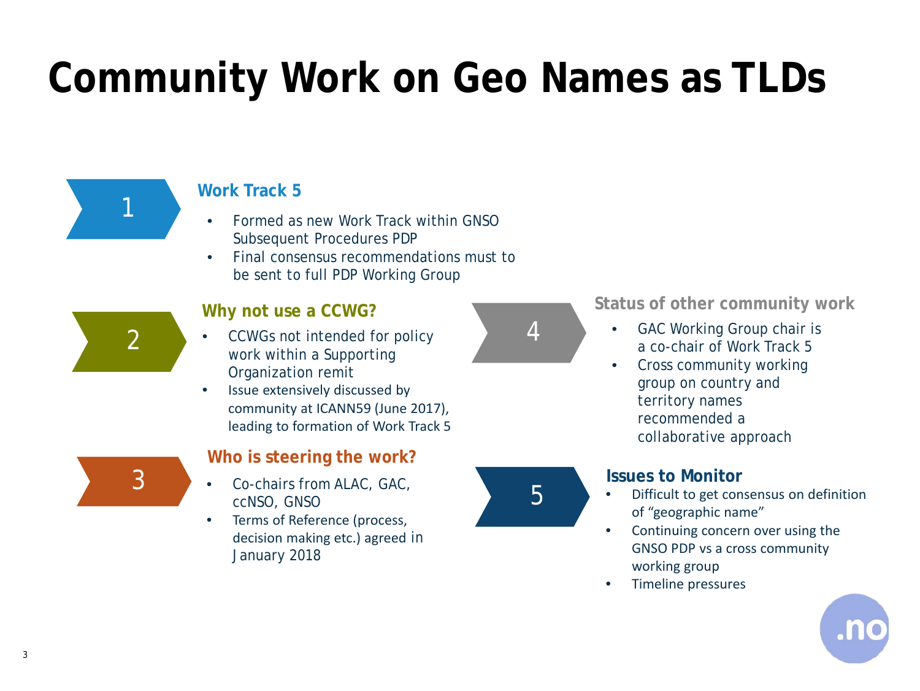# Community Work on Geo Names as TLDs

## 1 Work Track 5

- Formed as new Work Track within GNSO Subsequent Procedures PDP
- Final consensus recommendations must to be sent to full PDP Working Group

## 2 Why not use a CCWG?

- CCWGs not intended for policy work within a Supporting Organization remit
- Issue extensively discussed by community at ICANN59 (June 2017), leading to formation of Work Track 5

## 3 Who is steering the work?

- Co-chairs from ALAC, GAC, ccNSO, GNSO
- Terms of Reference (process, decision making etc.) agreed in January 2018

## 4 Status of other community work

- GAC Working Group chair is a co-chair of Work Track 5
- Cross community working group on country and territory names recommended a collaborative approach

## 5 Issues to Monitor

- Difficult to get consensus on definition of "geographic name"
- Continuing concern over using the GNSO PDP vs a cross community working group
- Timeline pressures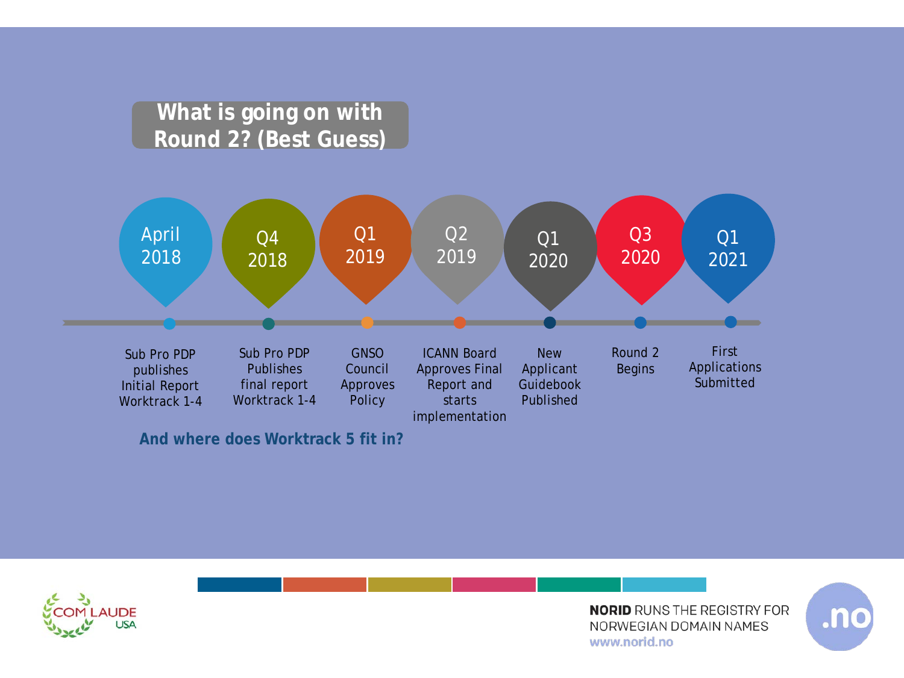# What is going on with Round 2? (Best Guess)

- **April 2018** – Sub Pro PDP publishes Initial Report Worktrack 1-4
- **Q4 2018** – Sub Pro PDP Publishes final report Worktrack 1-4
- **Q1 2019** – GNSO Council Approves Policy
- **Q2 2019** – ICANN Board Approves Final Report and starts implementation
- **Q1 2020** – New Applicant Guidebook Published
- **Q3 2020** – Round 2 Begins
- **Q1 2021** – First Applications Submitted

**And where does Worktrack 5 fit in?**

**NORID** RUNS THE REGISTRY FOR NORWEGIAN DOMAIN NAMES
www.norid.no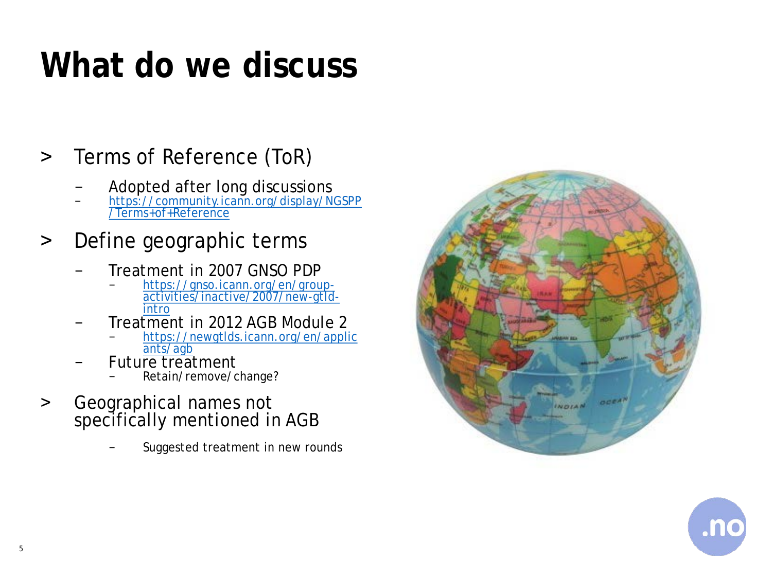# What do we discuss

- Terms of Reference (ToR)
  - Adopted after long discussions
  - https://community.icann.org/display/NGSPP/Terms+of+Reference
- Define geographic terms
  - Treatment in 2007 GNSO PDP
    - https://gnso.icann.org/en/group-activities/inactive/2007/new-gtld-intro
  - Treatment in 2012 AGB Module 2
    - https://newgtlds.icann.org/en/applicants/agb
  - Future treatment
    - Retain/remove/change?
- Geographical names not specifically mentioned in AGB
  - Suggested treatment in new rounds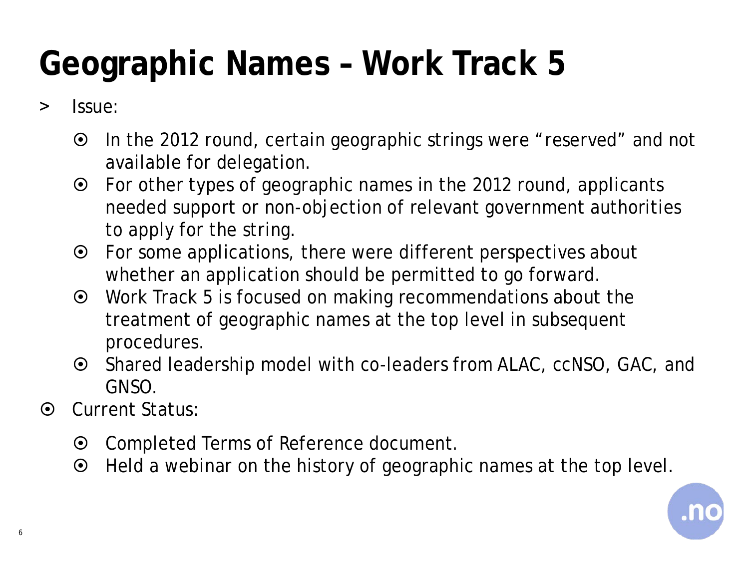# Geographic Names – Work Track 5

- Issue:
  - In the 2012 round, certain geographic strings were "reserved" and not available for delegation.
  - For other types of geographic names in the 2012 round, applicants needed support or non-objection of relevant government authorities to apply for the string.
  - For some applications, there were different perspectives about whether an application should be permitted to go forward.
  - Work Track 5 is focused on making recommendations about the treatment of geographic names at the top level in subsequent procedures.
  - Shared leadership model with co-leaders from ALAC, ccNSO, GAC, and GNSO.
- Current Status:
  - Completed Terms of Reference document.
  - Held a webinar on the history of geographic names at the top level.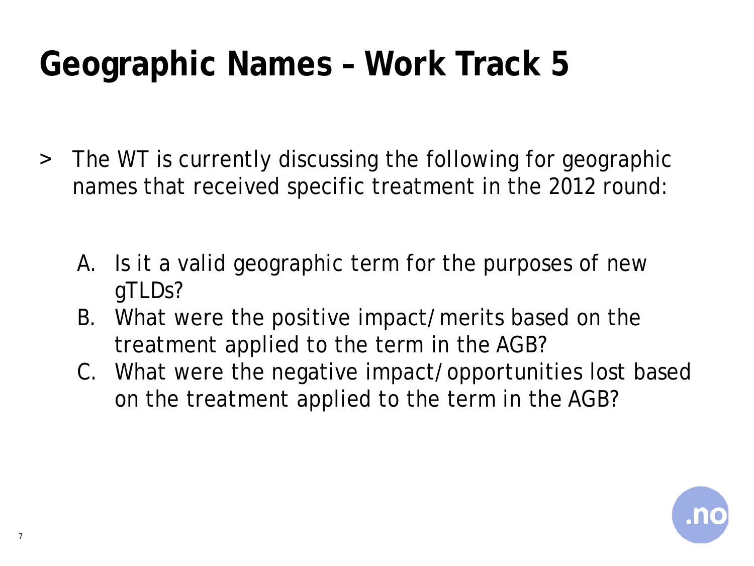# Geographic Names – Work Track 5

- The WT is currently discussing the following for geographic names that received specific treatment in the 2012 round:

  A. Is it a valid geographic term for the purposes of new gTLDs?
  B. What were the positive impact/merits based on the treatment applied to the term in the AGB?
  C. What were the negative impact/opportunities lost based on the treatment applied to the term in the AGB?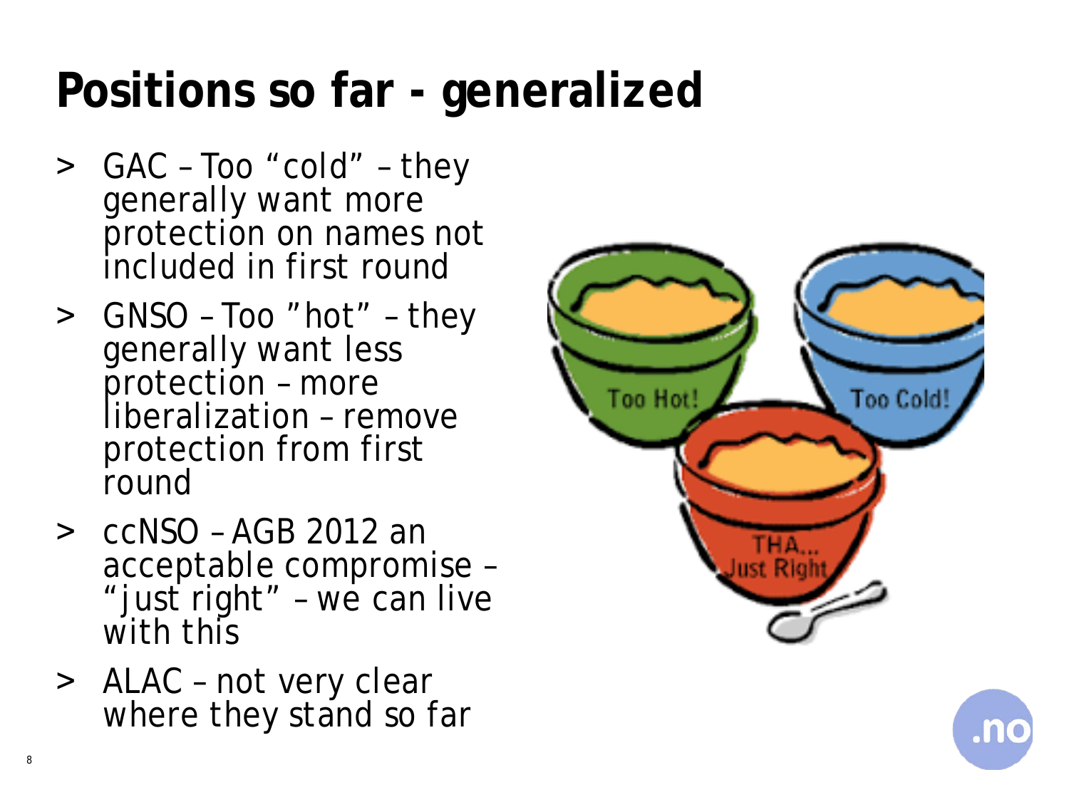# Positions so far - generalized

- GAC – Too “cold” – they generally want more protection on names not included in first round
- GNSO – Too ”hot” – they generally want less protection – more liberalization – remove protection from first round
- ccNSO – AGB 2012 an acceptable compromise – “just right” – we can live with this
- ALAC – not very clear where they stand so far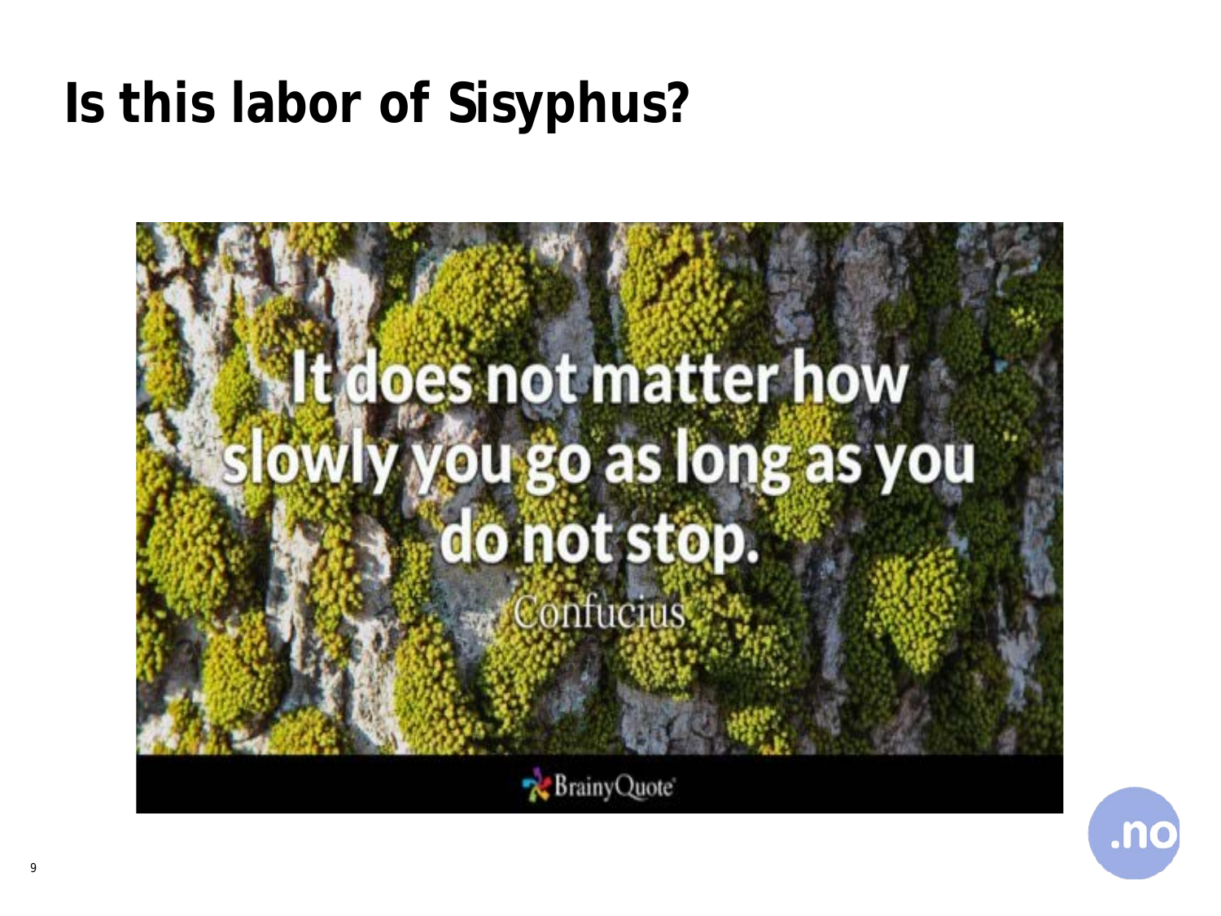# Is this labor of Sisyphus?

It does not matter how slowly you go as long as you do not stop.

Confucius

BrainyQuote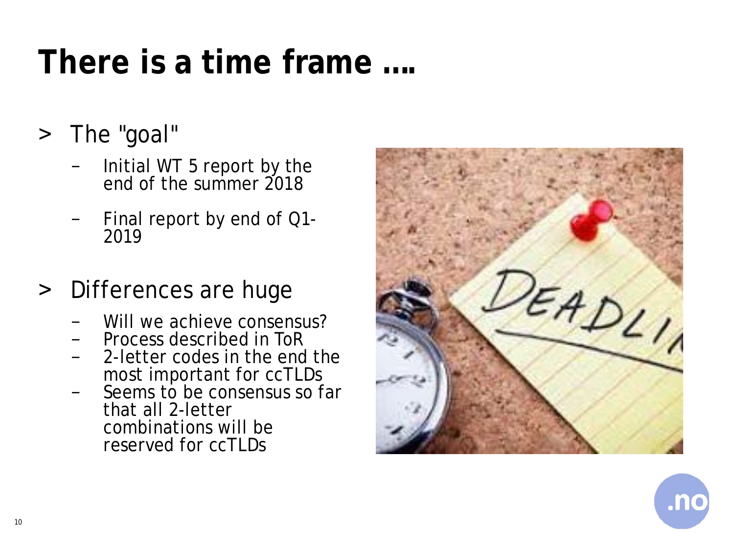# There is a time frame ….

- The "goal"
  - Initial WT 5 report by the end of the summer 2018
  - Final report by end of Q1-2019
- Differences are huge
  - Will we achieve consensus?
  - Process described in ToR
  - 2-letter codes in the end the most important for ccTLDs
  - Seems to be consensus so far that all 2-letter combinations will be reserved for ccTLDs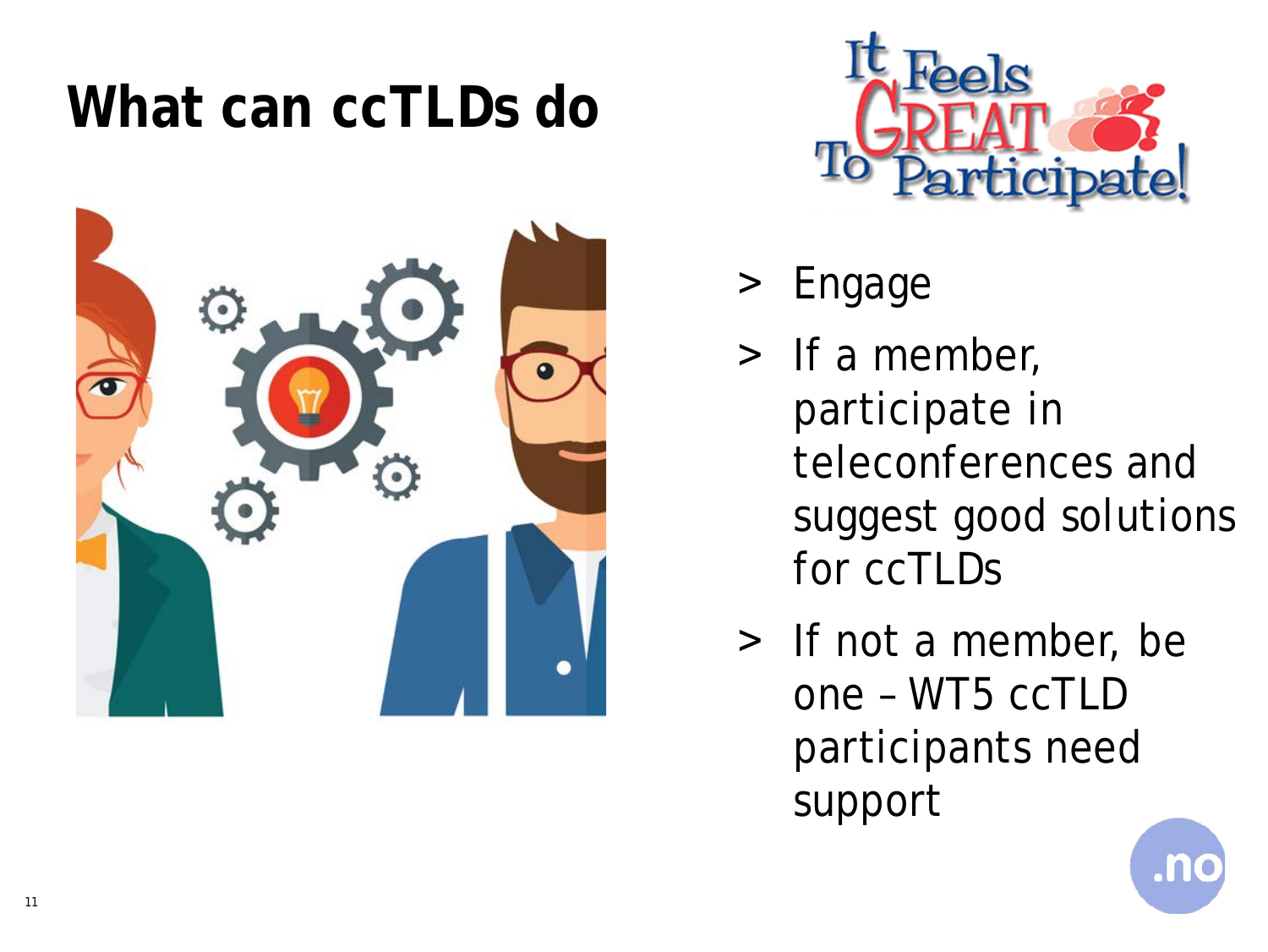# What can ccTLDs do

- Engage
- If a member, participate in teleconferences and suggest good solutions for ccTLDs
- If not a member, be one – WT5 ccTLD participants need support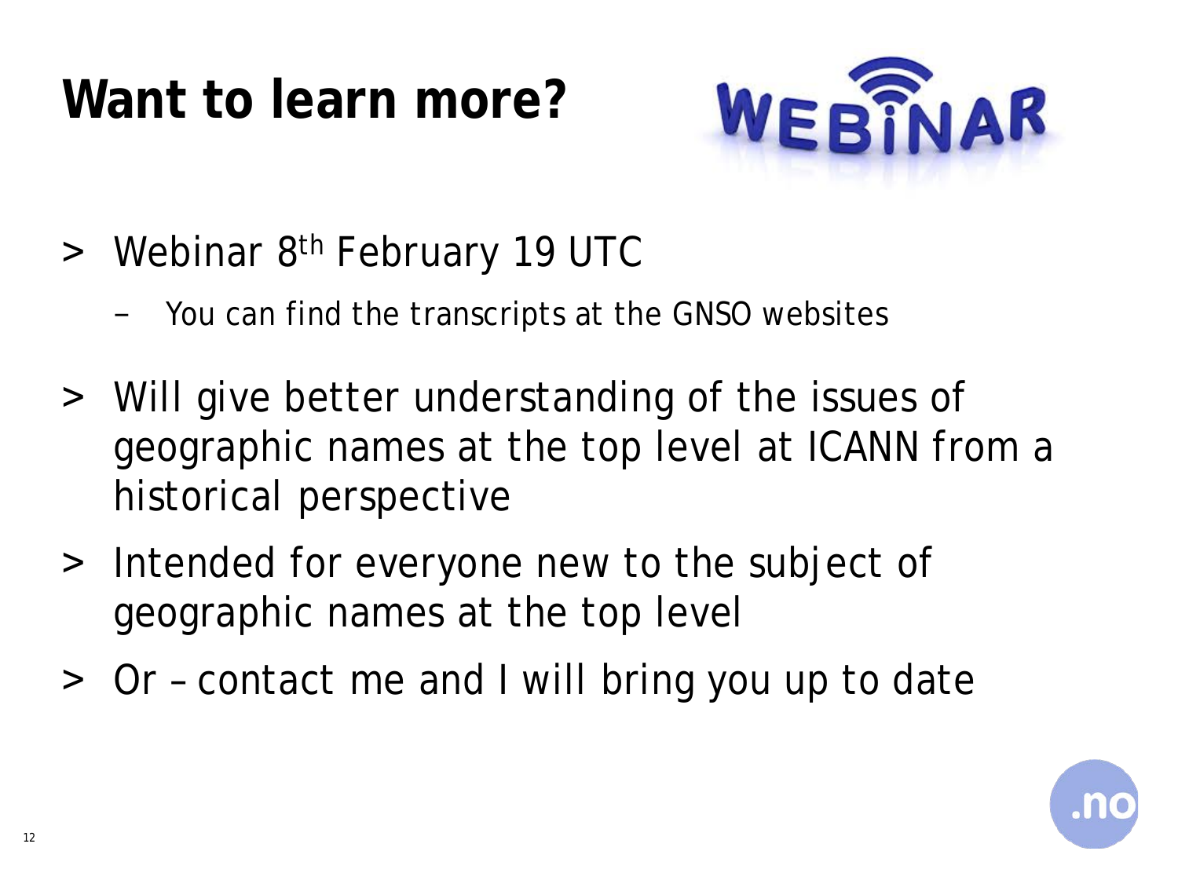# Want to learn more?

- Webinar 8th February 19 UTC
  - You can find the transcripts at the GNSO websites
- Will give better understanding of the issues of geographic names at the top level at ICANN from a historical perspective
- Intended for everyone new to the subject of geographic names at the top level
- Or – contact me and I will bring you up to date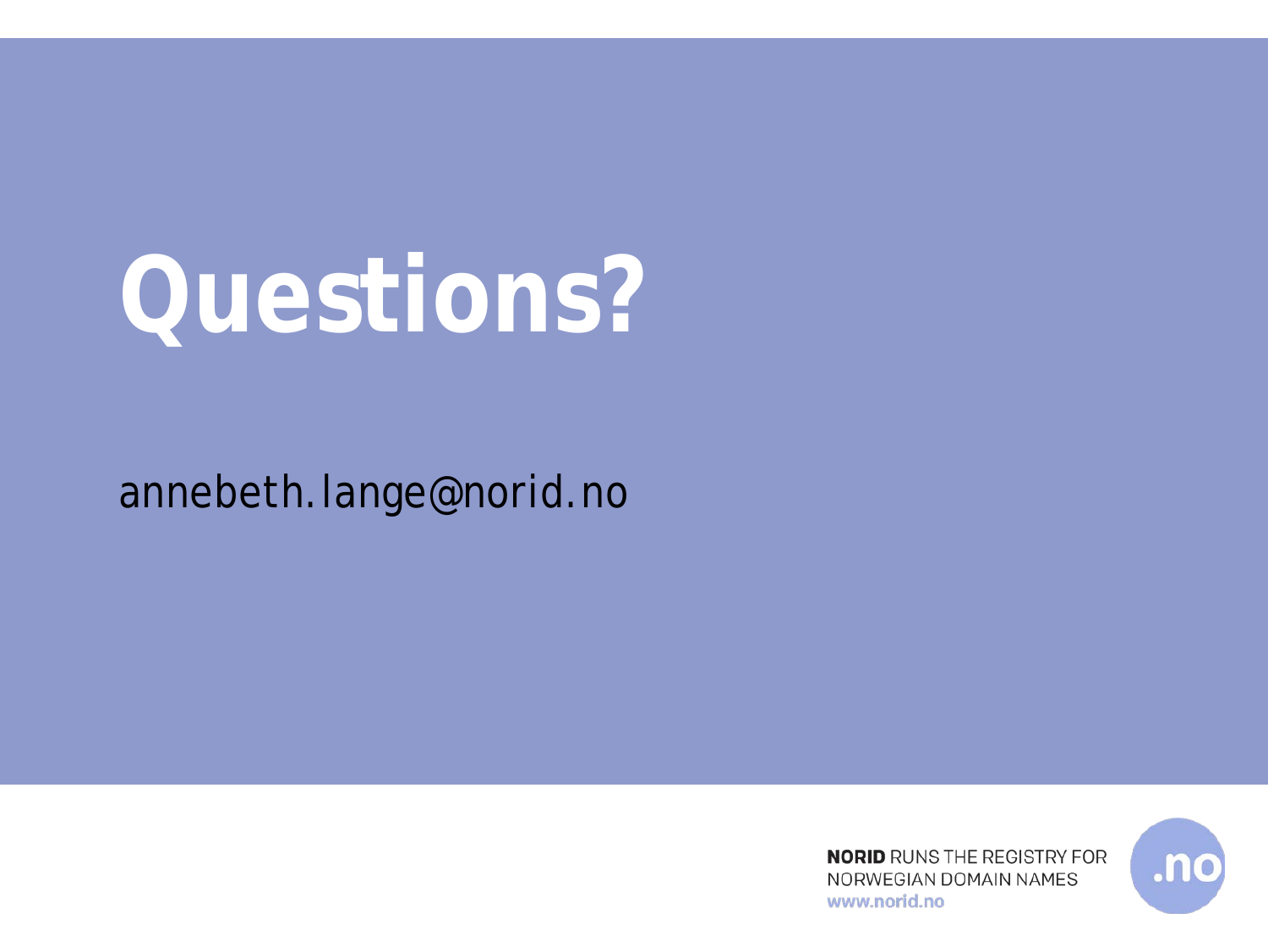# Questions?

annebeth.lange@norid.no

**NORID** RUNS THE REGISTRY FOR NORWEGIAN DOMAIN NAMES
www.norid.no

.no